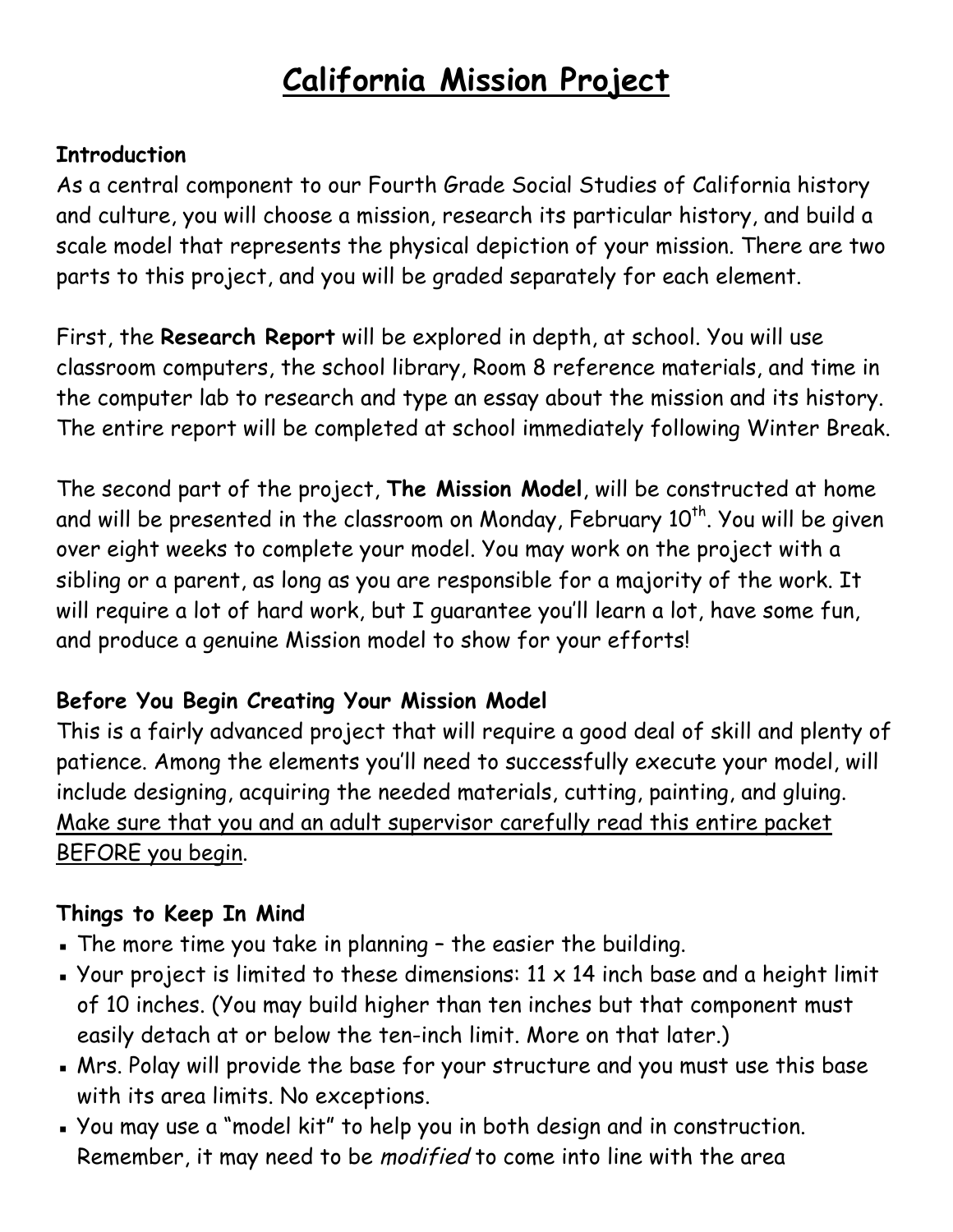# <u>California Mission Project</u>

**Introduction**

As a central component to our Fourth Grade Social Studies of California history and culture, you will choose a mission, research its particular history, and build a scale model that represents the physical depiction of your mission. There are two parts to this project, and you will be graded separately for each element.

First, the **Research Report** will be explored in depth, at school. You will use classroom computers, the school library, Room 8 reference materials, and time in the computer lab to research and type an essay about the mission and its history. The entire report will be completed at school immediately following Winter Break.

The second part of the project, **The Mission Model**, will be constructed at home and will be presented in the classroom on Monday, February 10th. You will be given over eight weeks to complete your model. You may work on the project with a sibling or a parent, as long as you are responsible for a majority of the work. It will require a lot of hard work, but I guarantee you'll learn a lot, have some fun, and produce a genuine Mission model to show for your efforts!

**Before You Begin Creating Your Mission Model**

This is a fairly advanced project that will require a good deal of skill and plenty of patience. Among the elements you'll need to successfully execute your model, will include designing, acquiring the needed materials, cutting, painting, and gluing. <u>Make sure that you and an adult supervisor carefully read this entire packet BEFORE you begin</u>.

**Things to Keep In Mind**

- The more time you take in planning – the easier the building.
- Your project is limited to these dimensions: 11 x 14 inch base and a height limit of 10 inches. (You may build higher than ten inches but that component must easily detach at or below the ten-inch limit. More on that later.)
- Mrs. Polay will provide the base for your structure and you must use this base with its area limits. No exceptions.
- You may use a "model kit" to help you in both design and in construction. Remember, it may need to be *modified* to come into line with the area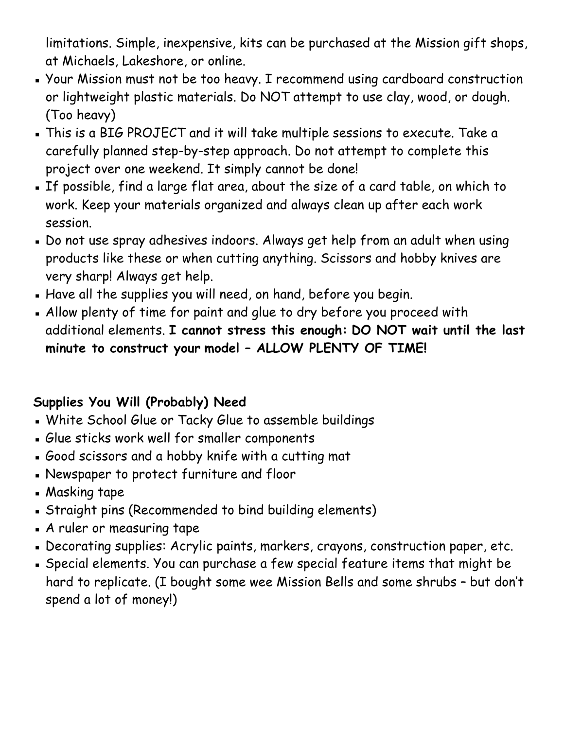limitations. Simple, inexpensive, kits can be purchased at the Mission gift shops, at Michaels, Lakeshore, or online.

- Your Mission must not be too heavy. I recommend using cardboard construction or lightweight plastic materials. Do NOT attempt to use clay, wood, or dough. (Too heavy)
- This is a BIG PROJECT and it will take multiple sessions to execute. Take a carefully planned step-by-step approach. Do not attempt to complete this project over one weekend. It simply cannot be done!
- If possible, find a large flat area, about the size of a card table, on which to work. Keep your materials organized and always clean up after each work session.
- Do not use spray adhesives indoors. Always get help from an adult when using products like these or when cutting anything. Scissors and hobby knives are very sharp! Always get help.
- Have all the supplies you will need, on hand, before you begin.
- Allow plenty of time for paint and glue to dry before you proceed with additional elements. **I cannot stress this enough: DO NOT wait until the last minute to construct your model – ALLOW PLENTY OF TIME!**

**Supplies You Will (Probably) Need**

- White School Glue or Tacky Glue to assemble buildings
- Glue sticks work well for smaller components
- Good scissors and a hobby knife with a cutting mat
- Newspaper to protect furniture and floor
- Masking tape
- Straight pins (Recommended to bind building elements)
- A ruler or measuring tape
- Decorating supplies: Acrylic paints, markers, crayons, construction paper, etc.
- Special elements. You can purchase a few special feature items that might be hard to replicate. (I bought some wee Mission Bells and some shrubs – but don't spend a lot of money!)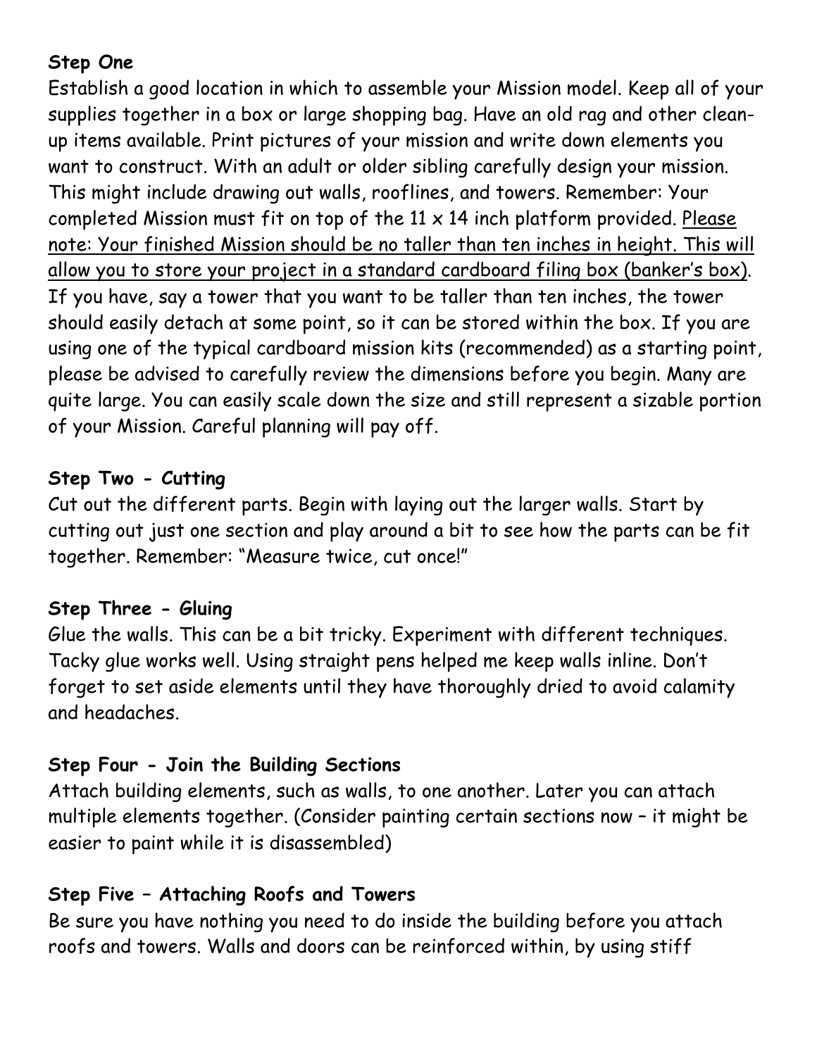**Step One**

Establish a good location in which to assemble your Mission model. Keep all of your supplies together in a box or large shopping bag. Have an old rag and other clean-up items available. Print pictures of your mission and write down elements you want to construct. With an adult or older sibling carefully design your mission. This might include drawing out walls, rooflines, and towers. Remember: Your completed Mission must fit on top of the 11 x 14 inch platform provided. <u>Please note: Your finished Mission should be no taller than ten inches in height. This will allow you to store your project in a standard cardboard filing box (banker's box).</u> If you have, say a tower that you want to be taller than ten inches, the tower should easily detach at some point, so it can be stored within the box. If you are using one of the typical cardboard mission kits (recommended) as a starting point, please be advised to carefully review the dimensions before you begin. Many are quite large. You can easily scale down the size and still represent a sizable portion of your Mission. Careful planning will pay off.

**Step Two - Cutting**

Cut out the different parts. Begin with laying out the larger walls. Start by cutting out just one section and play around a bit to see how the parts can be fit together. Remember: "Measure twice, cut once!"

**Step Three - Gluing**

Glue the walls. This can be a bit tricky. Experiment with different techniques. Tacky glue works well. Using straight pens helped me keep walls inline. Don't forget to set aside elements until they have thoroughly dried to avoid calamity and headaches.

**Step Four - Join the Building Sections**

Attach building elements, such as walls, to one another. Later you can attach multiple elements together. (Consider painting certain sections now – it might be easier to paint while it is disassembled)

**Step Five – Attaching Roofs and Towers**

Be sure you have nothing you need to do inside the building before you attach roofs and towers. Walls and doors can be reinforced within, by using stiff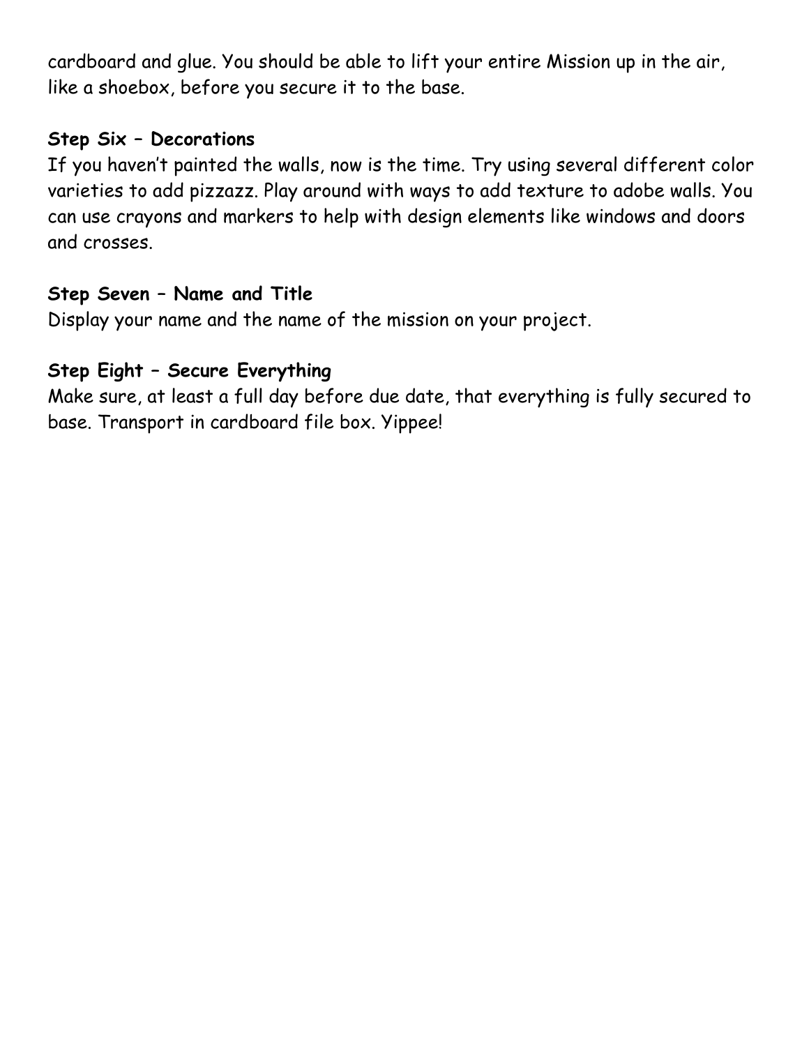cardboard and glue. You should be able to lift your entire Mission up in the air, like a shoebox, before you secure it to the base.

**Step Six – Decorations**

If you haven't painted the walls, now is the time. Try using several different color varieties to add pizzazz. Play around with ways to add texture to adobe walls. You can use crayons and markers to help with design elements like windows and doors and crosses.

**Step Seven – Name and Title**

Display your name and the name of the mission on your project.

**Step Eight – Secure Everything**

Make sure, at least a full day before due date, that everything is fully secured to base. Transport in cardboard file box. Yippee!